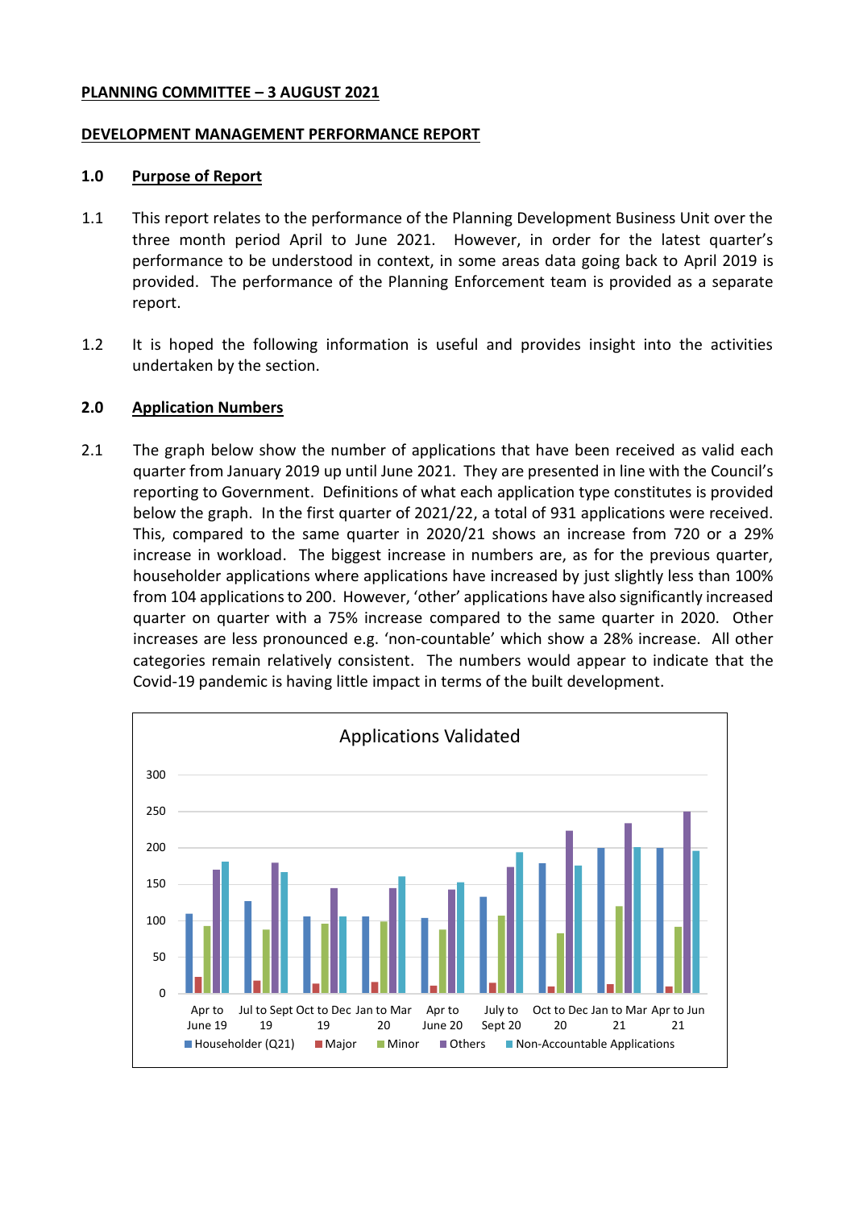**PLANNING COMMITTEE – 3 AUGUST 2021**

**DEVELOPMENT MANAGEMENT PERFORMANCE REPORT**

## 1.0 Purpose of Report

1.1 This report relates to the performance of the Planning Development Business Unit over the three month period April to June 2021. However, in order for the latest quarter's performance to be understood in context, in some areas data going back to April 2019 is provided. The performance of the Planning Enforcement team is provided as a separate report.

1.2 It is hoped the following information is useful and provides insight into the activities undertaken by the section.

## 2.0 Application Numbers

2.1 The graph below show the number of applications that have been received as valid each quarter from January 2019 up until June 2021. They are presented in line with the Council's reporting to Government. Definitions of what each application type constitutes is provided below the graph. In the first quarter of 2021/22, a total of 931 applications were received. This, compared to the same quarter in 2020/21 shows an increase from 720 or a 29% increase in workload. The biggest increase in numbers are, as for the previous quarter, householder applications where applications have increased by just slightly less than 100% from 104 applications to 200. However, 'other' applications have also significantly increased quarter on quarter with a 75% increase compared to the same quarter in 2020. Other increases are less pronounced e.g. 'non-countable' which show a 28% increase. All other categories remain relatively consistent. The numbers would appear to indicate that the Covid-19 pandemic is having little impact in terms of the built development.

Applications Validated

Legend: Householder (Q21), Major, Minor, Others, Non-Accountable Applications

Quarters: Apr to June 19; Jul to Sept 19; Oct to Dec 19; Jan to Mar 20; Apr to June 20; July to Sept 20; Oct to Dec 20; Jan to Mar 21; Apr to Jun 21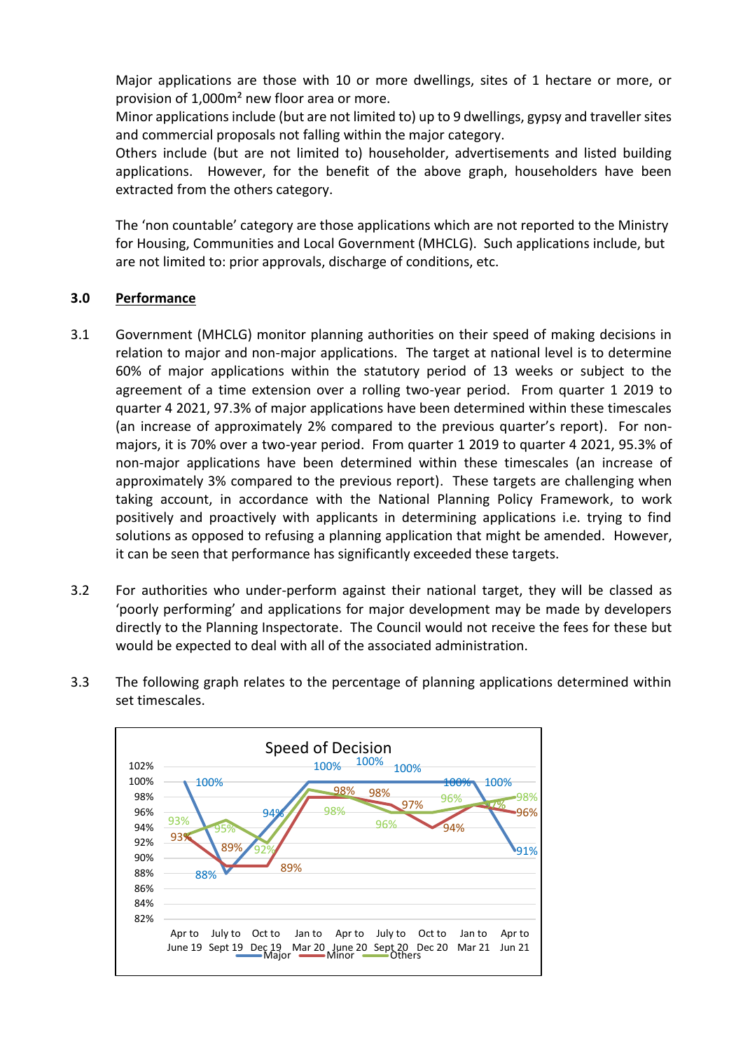Major applications are those with 10 or more dwellings, sites of 1 hectare or more, or provision of 1,000m² new floor area or more.
Minor applications include (but are not limited to) up to 9 dwellings, gypsy and traveller sites and commercial proposals not falling within the major category.
Others include (but are not limited to) householder, advertisements and listed building applications. However, for the benefit of the above graph, householders have been extracted from the others category.

The 'non countable' category are those applications which are not reported to the Ministry for Housing, Communities and Local Government (MHCLG). Such applications include, but are not limited to: prior approvals, discharge of conditions, etc.

## 3.0 Performance

3.1 Government (MHCLG) monitor planning authorities on their speed of making decisions in relation to major and non-major applications. The target at national level is to determine 60% of major applications within the statutory period of 13 weeks or subject to the agreement of a time extension over a rolling two-year period. From quarter 1 2019 to quarter 4 2021, 97.3% of major applications have been determined within these timescales (an increase of approximately 2% compared to the previous quarter's report). For non-majors, it is 70% over a two-year period. From quarter 1 2019 to quarter 4 2021, 95.3% of non-major applications have been determined within these timescales (an increase of approximately 3% compared to the previous report). These targets are challenging when taking account, in accordance with the National Planning Policy Framework, to work positively and proactively with applicants in determining applications i.e. trying to find solutions as opposed to refusing a planning application that might be amended. However, it can be seen that performance has significantly exceeded these targets.

3.2 For authorities who under-perform against their national target, they will be classed as 'poorly performing' and applications for major development may be made by developers directly to the Planning Inspectorate. The Council would not receive the fees for these but would be expected to deal with all of the associated administration.

3.3 The following graph relates to the percentage of planning applications determined within set timescales.

**Speed of Decision**

| | Apr to June 19 | July to Sept 19 | Oct to Dec 19 | Jan to Mar 20 | Apr to June 20 | July to Sept 20 | Oct to Dec 20 | Jan to Mar 21 | Apr to Jun 21 |
|---|---|---|---|---|---|---|---|---|---|
| Major | 100% | 88% | 94% | 100% | 100% | 100% | 100% | 100% | 91% |
| Minor | 93% | 89% | 89% | 98% | 98% | 97% | 94% | 97% | 96% |
| Others | 93% | 95% | 92% | 98% | 98% | 96% | 96% | 97% | 98% |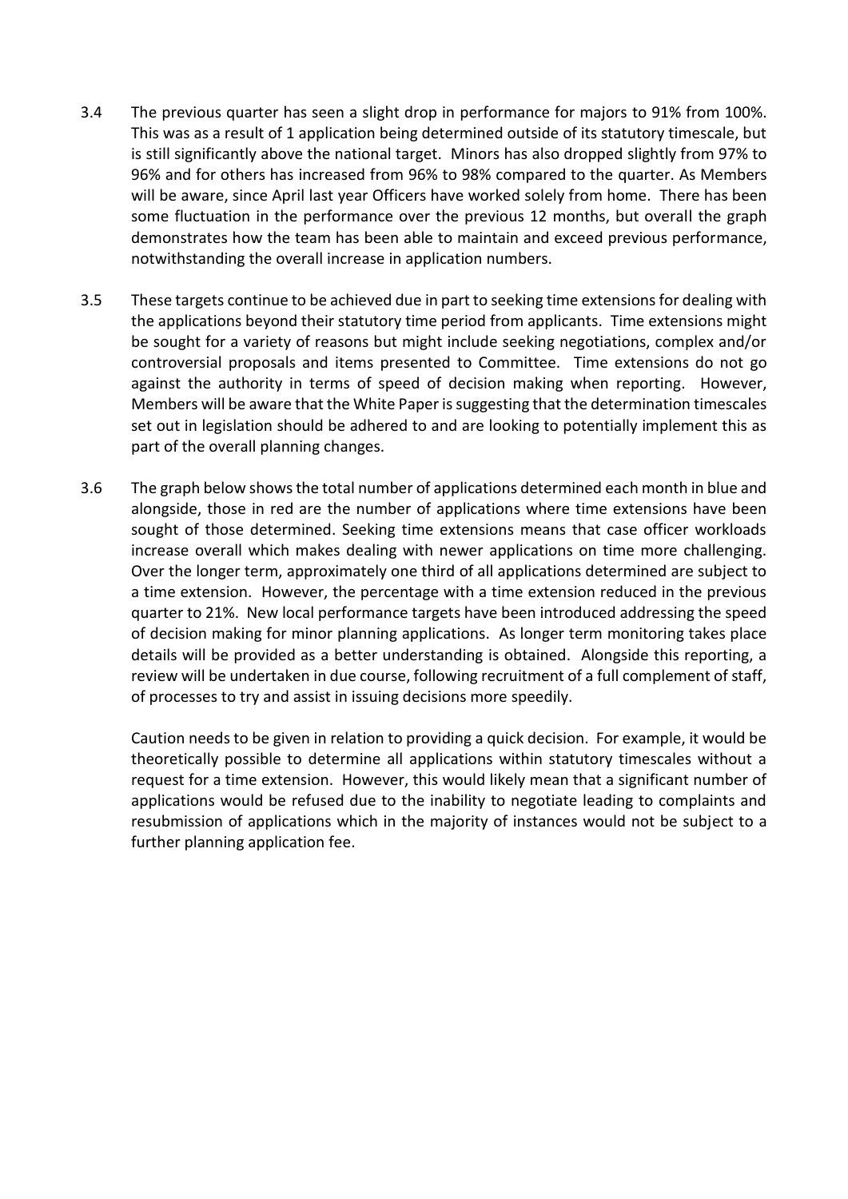3.4 The previous quarter has seen a slight drop in performance for majors to 91% from 100%. This was as a result of 1 application being determined outside of its statutory timescale, but is still significantly above the national target. Minors has also dropped slightly from 97% to 96% and for others has increased from 96% to 98% compared to the quarter. As Members will be aware, since April last year Officers have worked solely from home. There has been some fluctuation in the performance over the previous 12 months, but overall the graph demonstrates how the team has been able to maintain and exceed previous performance, notwithstanding the overall increase in application numbers.

3.5 These targets continue to be achieved due in part to seeking time extensions for dealing with the applications beyond their statutory time period from applicants. Time extensions might be sought for a variety of reasons but might include seeking negotiations, complex and/or controversial proposals and items presented to Committee. Time extensions do not go against the authority in terms of speed of decision making when reporting. However, Members will be aware that the White Paper is suggesting that the determination timescales set out in legislation should be adhered to and are looking to potentially implement this as part of the overall planning changes.

3.6 The graph below shows the total number of applications determined each month in blue and alongside, those in red are the number of applications where time extensions have been sought of those determined. Seeking time extensions means that case officer workloads increase overall which makes dealing with newer applications on time more challenging. Over the longer term, approximately one third of all applications determined are subject to a time extension. However, the percentage with a time extension reduced in the previous quarter to 21%. New local performance targets have been introduced addressing the speed of decision making for minor planning applications. As longer term monitoring takes place details will be provided as a better understanding is obtained. Alongside this reporting, a review will be undertaken in due course, following recruitment of a full complement of staff, of processes to try and assist in issuing decisions more speedily.

Caution needs to be given in relation to providing a quick decision. For example, it would be theoretically possible to determine all applications within statutory timescales without a request for a time extension. However, this would likely mean that a significant number of applications would be refused due to the inability to negotiate leading to complaints and resubmission of applications which in the majority of instances would not be subject to a further planning application fee.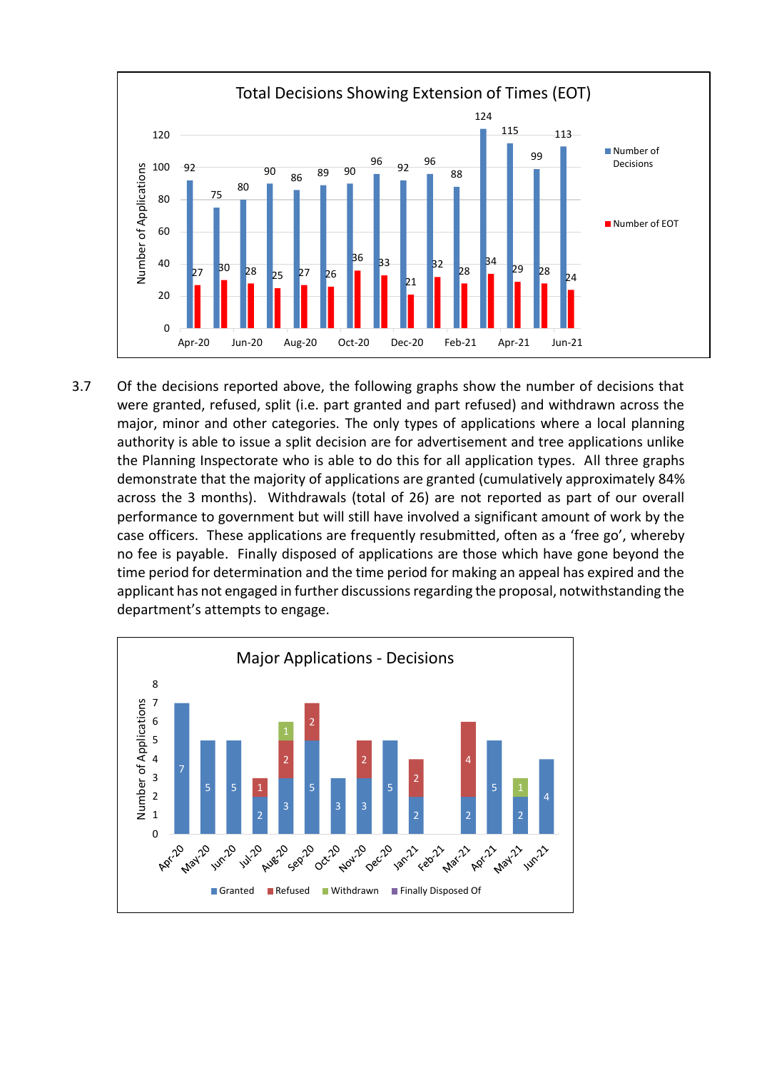**Total Decisions Showing Extension of Times (EOT)**

| Month | Number of Decisions | Number of EOT |
|---|---|---|
| Apr-20 | 92 | 27 |
| May-20 | 75 | 30 |
| Jun-20 | 80 | 28 |
| Jul-20 | 90 | 25 |
| Aug-20 | 86 | 27 |
| Sep-20 | 89 | 26 |
| Oct-20 | 90 | 36 |
| Nov-20 | 96 | 33 |
| Dec-20 | 92 | 21 |
| Jan-21 | 96 | 32 |
| Feb-21 | 88 | 28 |
| Mar-21 | 124 | 34 |
| Apr-21 | 115 | 29 |
| May-21 | 99 | 28 |
| Jun-21 | 113 | 24 |

3.7 Of the decisions reported above, the following graphs show the number of decisions that were granted, refused, split (i.e. part granted and part refused) and withdrawn across the major, minor and other categories. The only types of applications where a local planning authority is able to issue a split decision are for advertisement and tree applications unlike the Planning Inspectorate who is able to do this for all application types. All three graphs demonstrate that the majority of applications are granted (cumulatively approximately 84% across the 3 months). Withdrawals (total of 26) are not reported as part of our overall performance to government but will still have involved a significant amount of work by the case officers. These applications are frequently resubmitted, often as a 'free go', whereby no fee is payable. Finally disposed of applications are those which have gone beyond the time period for determination and the time period for making an appeal has expired and the applicant has not engaged in further discussions regarding the proposal, notwithstanding the department's attempts to engage.

**Major Applications - Decisions**

| Month | Granted | Refused | Withdrawn | Finally Disposed Of |
|---|---|---|---|---|
| Apr-20 | 7 | | | |
| May-20 | 5 | | | |
| Jun-20 | 5 | | | |
| Jul-20 | 2 | 1 | | |
| Aug-20 | 3 | 2 | 1 | |
| Sep-20 | 5 | 2 | | |
| Oct-20 | 3 | | | |
| Nov-20 | 3 | 2 | | |
| Dec-20 | 5 | | | |
| Jan-21 | 2 | 2 | | |
| Feb-21 | | | | |
| Mar-21 | 2 | 4 | | |
| Apr-21 | 5 | | | |
| May-21 | 2 | | 1 | |
| Jun-21 | 4 | | | |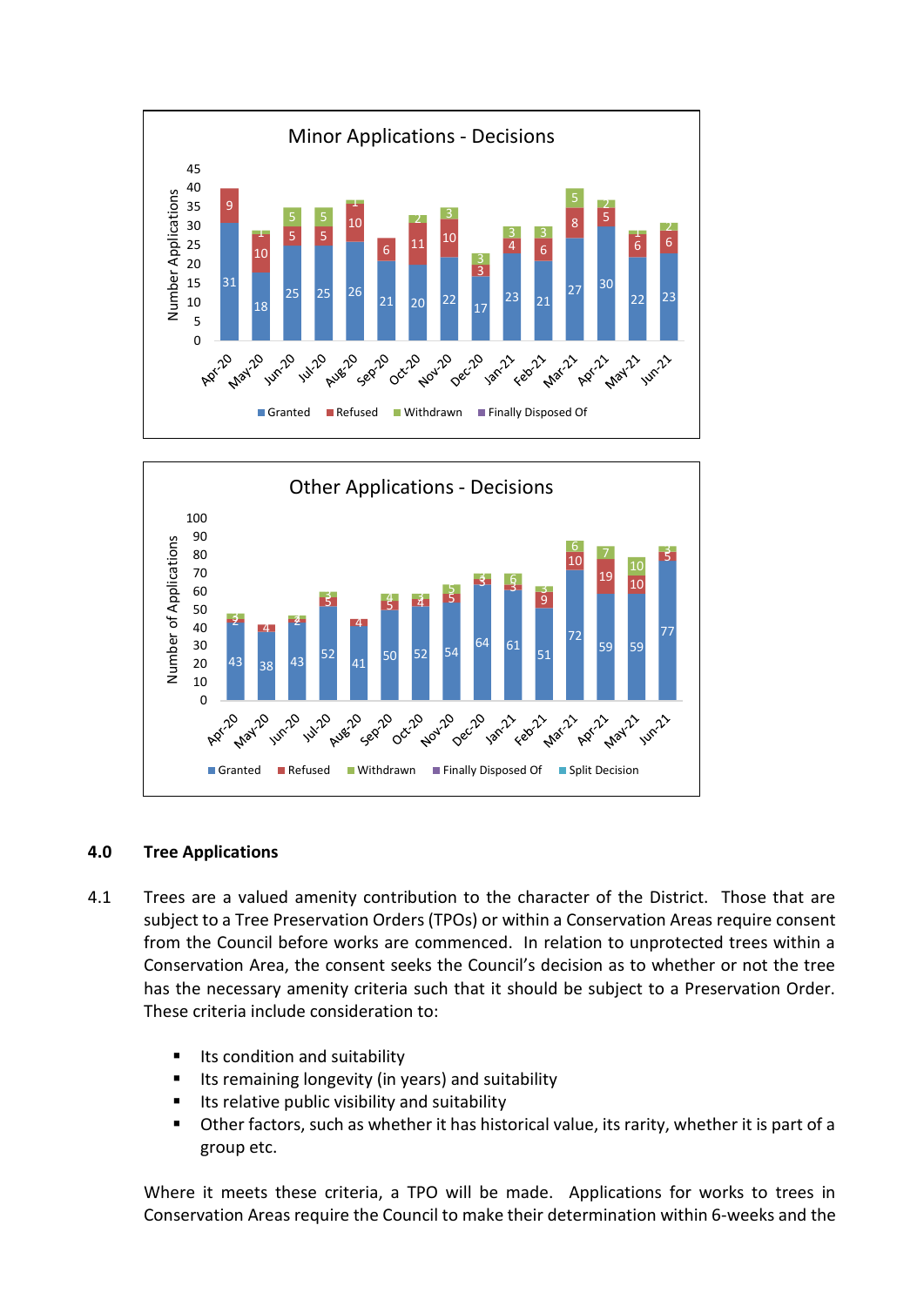## Minor Applications - Decisions

| Month | Granted | Refused | Withdrawn | Finally Disposed Of |
|---|---|---|---|---|
| Apr-20 | 31 | 9 | | |
| May-20 | 18 | 10 | 1 | |
| Jun-20 | 25 | 5 | 5 | |
| Jul-20 | 25 | 5 | 5 | |
| Aug-20 | 26 | 10 | 1 | |
| Sep-20 | 21 | 6 | | |
| Oct-20 | 20 | 11 | 2 | |
| Nov-20 | 22 | 10 | 3 | |
| Dec-20 | 17 | 3 | 3 | |
| Jan-21 | 23 | 4 | 3 | |
| Feb-21 | 21 | 6 | 3 | |
| Mar-21 | 27 | 8 | 5 | |
| Apr-21 | 30 | 5 | 2 | |
| May-21 | 22 | 6 | 1 | |
| Jun-21 | 23 | 6 | 2 | |

## Other Applications - Decisions

| Month | Granted | Refused | Withdrawn | Finally Disposed Of | Split Decision |
|---|---|---|---|---|---|
| Apr-20 | 43 | 2 | 3 | | |
| May-20 | 38 | 4 | | | |
| Jun-20 | 43 | 2 | 2 | | |
| Jul-20 | 52 | 5 | 3 | | |
| Aug-20 | 41 | 4 | | | |
| Sep-20 | 50 | 5 | 4 | | |
| Oct-20 | 52 | 4 | 3 | | |
| Nov-20 | 54 | 5 | 5 | | |
| Dec-20 | 64 | 3 | 3 | | |
| Jan-21 | 61 | 3 | 6 | | |
| Feb-21 | 51 | 9 | 3 | | |
| Mar-21 | 72 | 10 | 6 | | |
| Apr-21 | 59 | 19 | 7 | | |
| May-21 | 59 | 10 | 10 | | |
| Jun-21 | 77 | 5 | 3 | | |

## 4.0 Tree Applications

4.1 Trees are a valued amenity contribution to the character of the District. Those that are subject to a Tree Preservation Orders (TPOs) or within a Conservation Areas require consent from the Council before works are commenced. In relation to unprotected trees within a Conservation Area, the consent seeks the Council's decision as to whether or not the tree has the necessary amenity criteria such that it should be subject to a Preservation Order. These criteria include consideration to:

- Its condition and suitability
- Its remaining longevity (in years) and suitability
- Its relative public visibility and suitability
- Other factors, such as whether it has historical value, its rarity, whether it is part of a group etc.

Where it meets these criteria, a TPO will be made. Applications for works to trees in Conservation Areas require the Council to make their determination within 6-weeks and the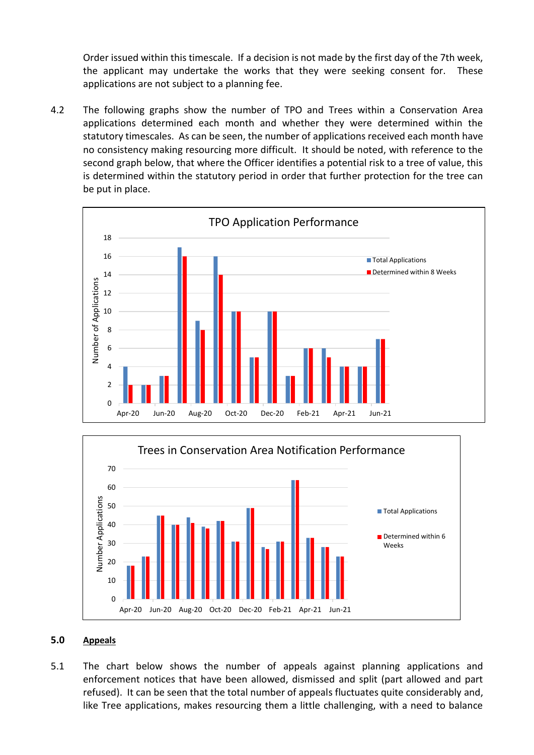Order issued within this timescale. If a decision is not made by the first day of the 7th week, the applicant may undertake the works that they were seeking consent for. These applications are not subject to a planning fee.

4.2 The following graphs show the number of TPO and Trees within a Conservation Area applications determined each month and whether they were determined within the statutory timescales. As can be seen, the number of applications received each month have no consistency making resourcing more difficult. It should be noted, with reference to the second graph below, that where the Officer identifies a potential risk to a tree of value, this is determined within the statutory period in order that further protection for the tree can be put in place.

## 5.0 Appeals

5.1 The chart below shows the number of appeals against planning applications and enforcement notices that have been allowed, dismissed and split (part allowed and part refused). It can be seen that the total number of appeals fluctuates quite considerably and, like Tree applications, makes resourcing them a little challenging, with a need to balance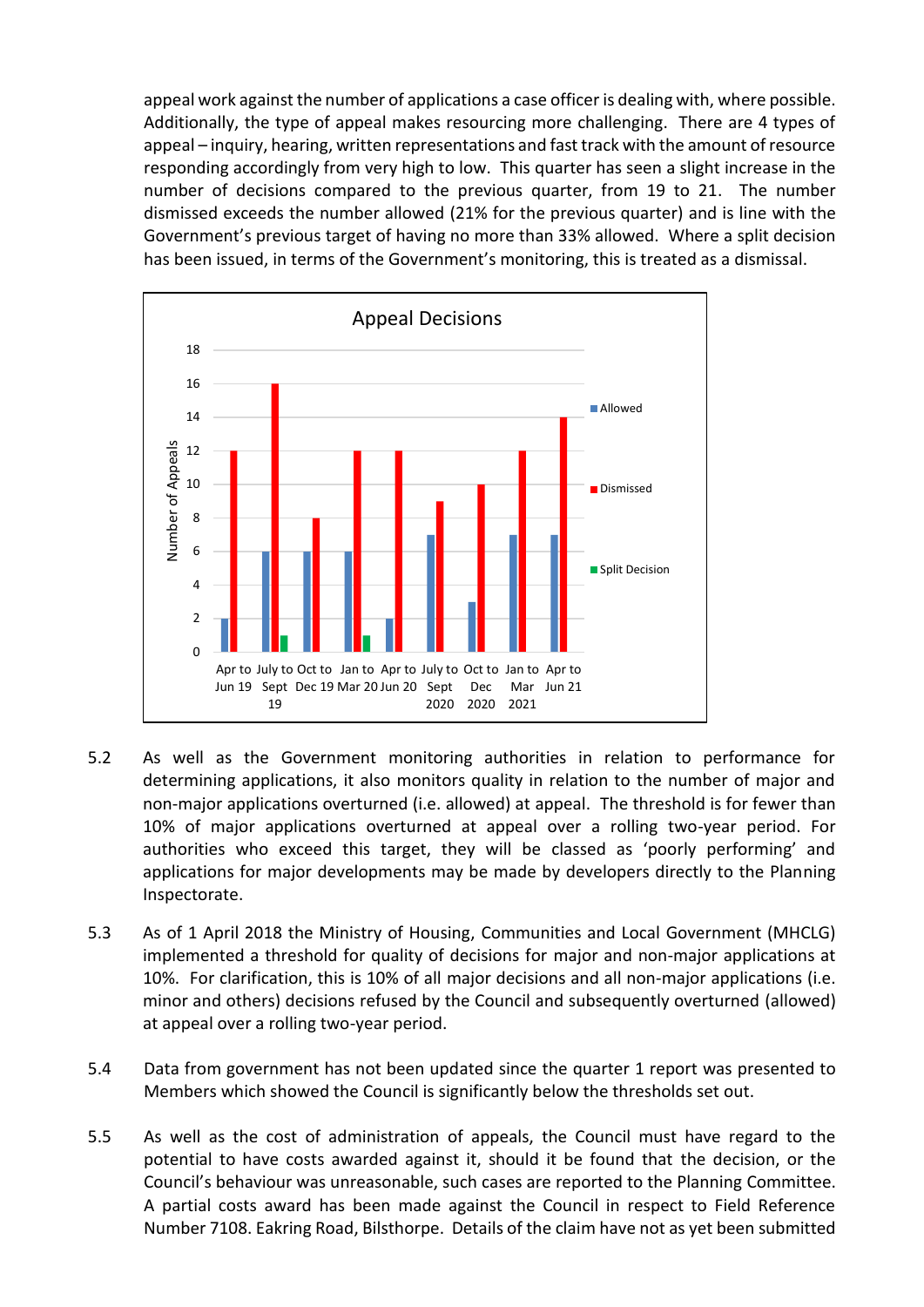appeal work against the number of applications a case officer is dealing with, where possible. Additionally, the type of appeal makes resourcing more challenging. There are 4 types of appeal – inquiry, hearing, written representations and fast track with the amount of resource responding accordingly from very high to low. This quarter has seen a slight increase in the number of decisions compared to the previous quarter, from 19 to 21. The number dismissed exceeds the number allowed (21% for the previous quarter) and is line with the Government's previous target of having no more than 33% allowed. Where a split decision has been issued, in terms of the Government's monitoring, this is treated as a dismissal.

**Appeal Decisions**

| Period | Allowed | Dismissed | Split Decision |
|---|---|---|---|
| Apr to Jun 19 | 2 | 12 | |
| July to Sept 19 | 6 | 16 | 1 |
| Oct to Dec 19 | 6 | 8 | |
| Jan to Mar 20 | 6 | 12 | 1 |
| Apr to Jun 20 | 2 | 12 | |
| July to Sept 2020 | 7 | 9 | |
| Oct to Dec 2020 | 3 | 10 | |
| Jan to Mar 2021 | 7 | 12 | |
| Apr to Jun 21 | 7 | 14 | |

5.2 As well as the Government monitoring authorities in relation to performance for determining applications, it also monitors quality in relation to the number of major and non-major applications overturned (i.e. allowed) at appeal. The threshold is for fewer than 10% of major applications overturned at appeal over a rolling two-year period. For authorities who exceed this target, they will be classed as 'poorly performing' and applications for major developments may be made by developers directly to the Planning Inspectorate.

5.3 As of 1 April 2018 the Ministry of Housing, Communities and Local Government (MHCLG) implemented a threshold for quality of decisions for major and non-major applications at 10%. For clarification, this is 10% of all major decisions and all non-major applications (i.e. minor and others) decisions refused by the Council and subsequently overturned (allowed) at appeal over a rolling two-year period.

5.4 Data from government has not been updated since the quarter 1 report was presented to Members which showed the Council is significantly below the thresholds set out.

5.5 As well as the cost of administration of appeals, the Council must have regard to the potential to have costs awarded against it, should it be found that the decision, or the Council's behaviour was unreasonable, such cases are reported to the Planning Committee. A partial costs award has been made against the Council in respect to Field Reference Number 7108. Eakring Road, Bilsthorpe. Details of the claim have not as yet been submitted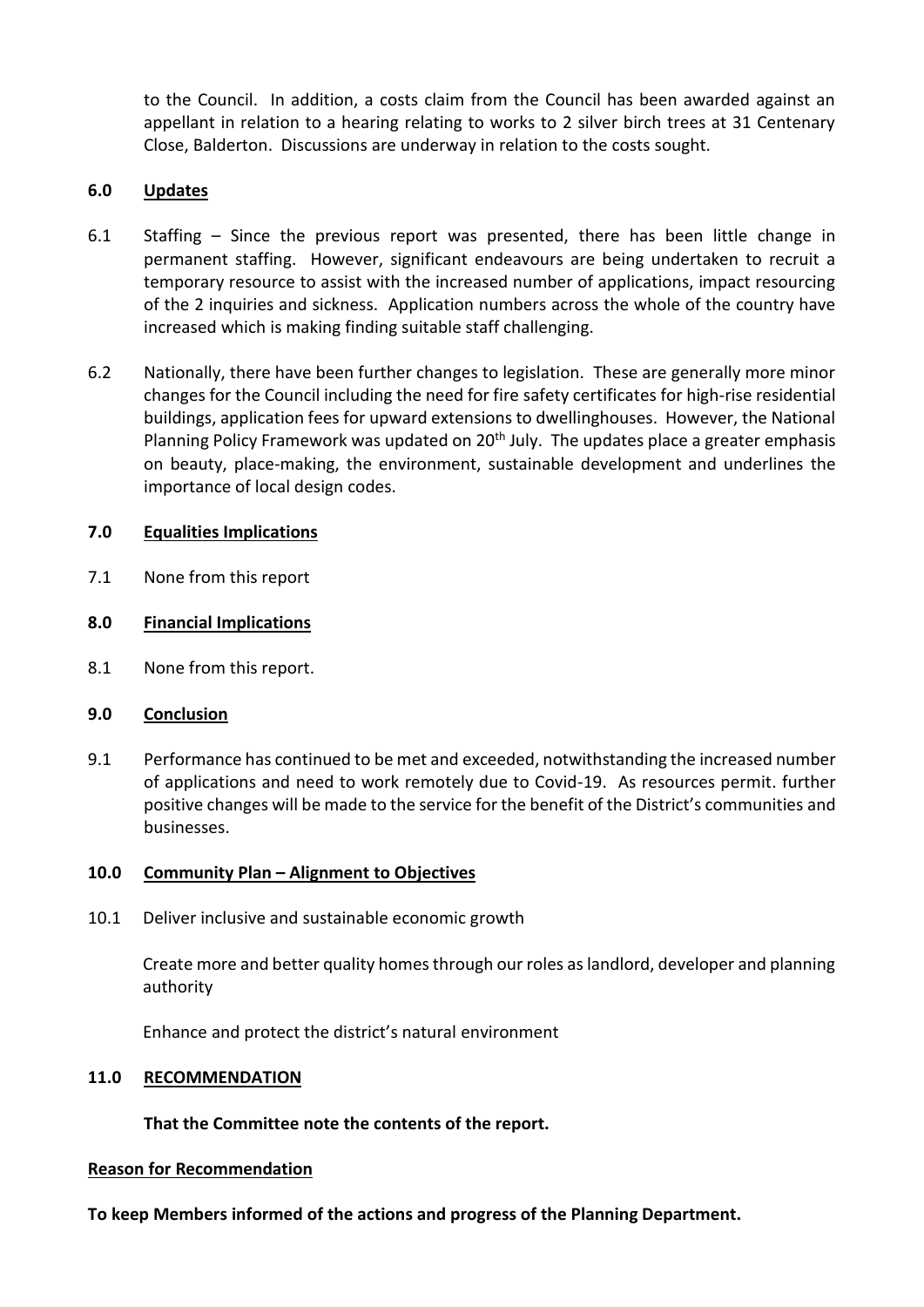to the Council. In addition, a costs claim from the Council has been awarded against an appellant in relation to a hearing relating to works to 2 silver birch trees at 31 Centenary Close, Balderton. Discussions are underway in relation to the costs sought.

## 6.0 Updates

6.1 Staffing – Since the previous report was presented, there has been little change in permanent staffing. However, significant endeavours are being undertaken to recruit a temporary resource to assist with the increased number of applications, impact resourcing of the 2 inquiries and sickness. Application numbers across the whole of the country have increased which is making finding suitable staff challenging.

6.2 Nationally, there have been further changes to legislation. These are generally more minor changes for the Council including the need for fire safety certificates for high-rise residential buildings, application fees for upward extensions to dwellinghouses. However, the National Planning Policy Framework was updated on 20th July. The updates place a greater emphasis on beauty, place-making, the environment, sustainable development and underlines the importance of local design codes.

## 7.0 Equalities Implications

7.1 None from this report

## 8.0 Financial Implications

8.1 None from this report.

## 9.0 Conclusion

9.1 Performance has continued to be met and exceeded, notwithstanding the increased number of applications and need to work remotely due to Covid-19. As resources permit. further positive changes will be made to the service for the benefit of the District's communities and businesses.

## 10.0 Community Plan – Alignment to Objectives

10.1 Deliver inclusive and sustainable economic growth

Create more and better quality homes through our roles as landlord, developer and planning authority

Enhance and protect the district's natural environment

## 11.0 RECOMMENDATION

**That the Committee note the contents of the report.**

**Reason for Recommendation**

**To keep Members informed of the actions and progress of the Planning Department.**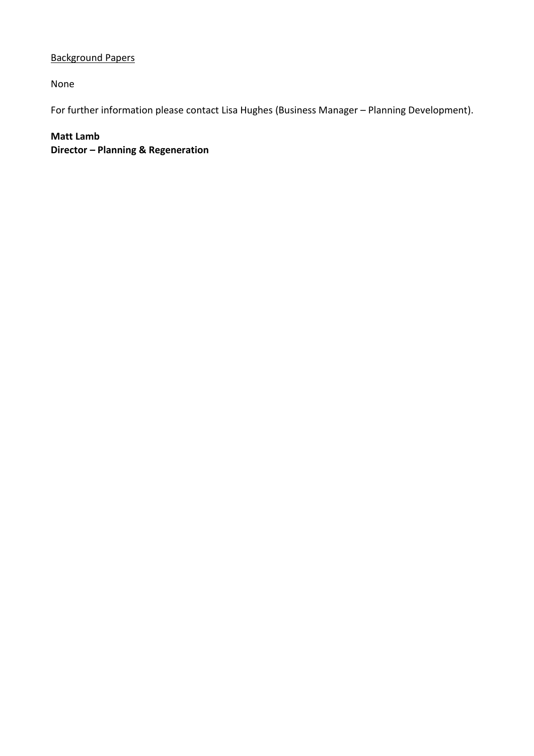Background Papers

None

For further information please contact Lisa Hughes (Business Manager – Planning Development).

**Matt Lamb**
**Director – Planning & Regeneration**